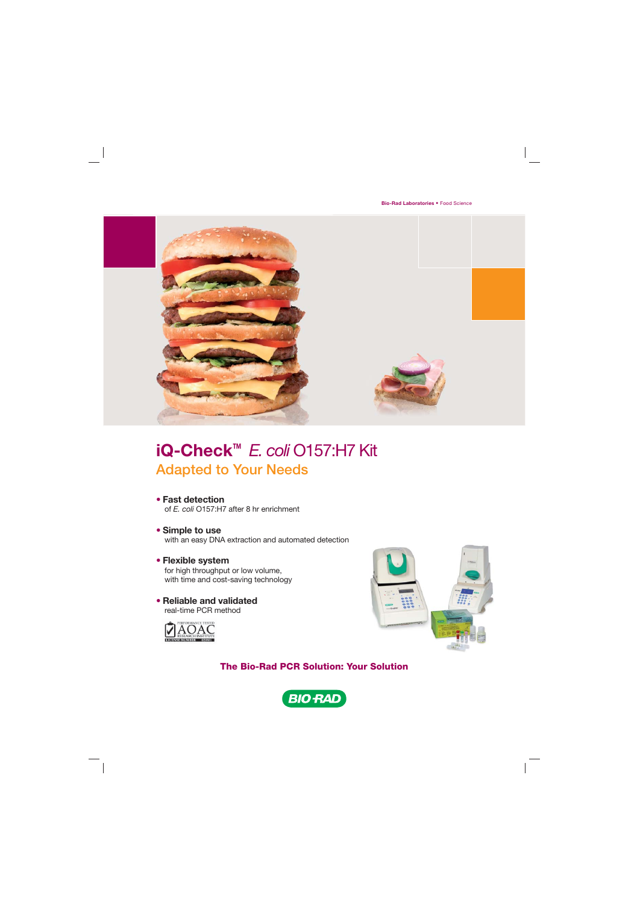Bio-Rad Laboratories • Food Science

# iQ-Check™ *E. coli* O157:H7 Kit

## Adapted to Your Needs

- **Fast detection**
  of *E. coli* O157:H7 after 8 hr enrichment
- **Simple to use**
  with an easy DNA extraction and automated detection
- **Flexible system**
  for high throughput or low volume,
  with time and cost-saving technology
- **Reliable and validated**
  real-time PCR method

PERFORMANCE TESTED AOAC RESEARCH INSTITUTE LICENSE NUMBER

**The Bio-Rad PCR Solution: Your Solution**

BIO-RAD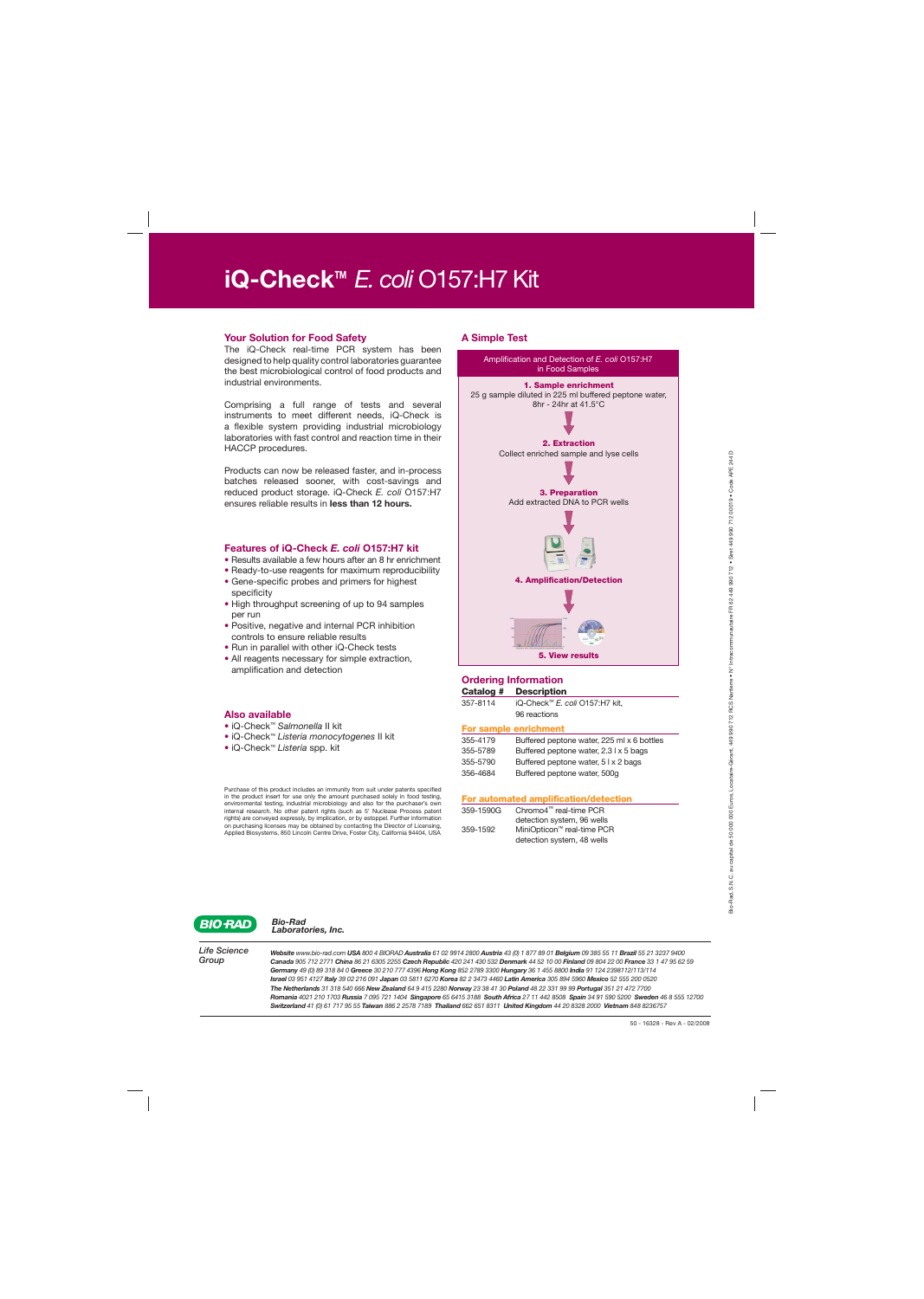# iQ-Check™ *E. coli* O157:H7 Kit

## Your Solution for Food Safety

The iQ-Check real-time PCR system has been designed to help quality control laboratories guarantee the best microbiological control of food products and industrial environments.

Comprising a full range of tests and several instruments to meet different needs, iQ-Check is a flexible system providing industrial microbiology laboratories with fast control and reaction time in their HACCP procedures.

Products can now be released faster, and in-process batches released sooner, with cost-savings and reduced product storage. iQ-Check *E. coli* O157:H7 ensures reliable results in **less than 12 hours.**

## Features of iQ-Check *E. coli* O157:H7 kit

- Results available a few hours after an 8 hr enrichment
- Ready-to-use reagents for maximum reproducibility
- Gene-specific probes and primers for highest specificity
- High throughput screening of up to 94 samples per run
- Positive, negative and internal PCR inhibition controls to ensure reliable results
- Run in parallel with other iQ-Check tests
- All reagents necessary for simple extraction, amplification and detection

## Also available

- iQ-Check™ *Salmonella* II kit
- iQ-Check™ *Listeria monocytogenes* II kit
- iQ-Check™ *Listeria* spp. kit

Purchase of this product includes an immunity from suit under patents specified in the product insert for use only the amount purchased solely in food testing, environmental testing, industrial microbiology and also for the purchaser's own internal research. No other patent rights (such as 5' Nuclease Process patent rights) are conveyed expressly, by implication, or by estoppel. Further information on purchasing licenses may be obtained by contacting the Director of Licensing, Applied Biosystems, 850 Lincoln Centre Drive, Foster City, California 94404, USA

## A Simple Test

Amplification and Detection of *E. coli* O157:H7 in Food Samples

**1. Sample enrichment**
25 g sample diluted in 225 ml buffered peptone water, 8hr - 24hr at 41.5°C

**2. Extraction**
Collect enriched sample and lyse cells

**3. Preparation**
Add extracted DNA to PCR wells

**4. Amplification/Detection**

**5. View results**

## Ordering Information

| Catalog # | Description |
|---|---|
| 357-8114 | iQ-Check™ *E. coli* O157:H7 kit, 96 reactions |

### For sample enrichment

| | |
|---|---|
| 355-4179 | Buffered peptone water, 225 ml x 6 bottles |
| 355-5789 | Buffered peptone water, 2.3 l x 5 bags |
| 355-5790 | Buffered peptone water, 5 l x 2 bags |
| 356-4684 | Buffered peptone water, 500g |

### For automated amplification/detection

| | |
|---|---|
| 359-1590G | Chromo4™ real-time PCR detection system, 96 wells |
| 359-1592 | MiniOpticon™ real-time PCR detection system, 48 wells |

BIO-RAD

*Bio-Rad Laboratories, Inc.*

*Life Science Group*

*Website www.bio-rad.com **USA** 800 4 BIORAD **Australia** 61 02 9914 2800 **Austria** 43 (0) 1 877 89 01 **Belgium** 09 385 55 11 **Brazil** 55 21 3237 9400 **Canada** 905 712 2771 **China** 86 21 6305 2255 **Czech Republic** 420 241 430 532 **Denmark** 44 52 10 00 **Finland** 09 804 22 00 **France** 33 1 47 95 62 59 **Germany** 49 (0) 89 318 84 0 **Greece** 30 210 777 4396 **Hong Kong** 852 2789 3300 **Hungary** 36 1 455 8800 **India** 91 124 2398112/113/114 **Israel** 03 951 4127 **Italy** 39 02 216 091 **Japan** 03 5811 6270 **Korea** 82 2 3473 4460 **Latin America** 305 894 5960 **Mexico** 52 555 200 0520 **The Netherlands** 31 318 540 666 **New Zealand** 64 9 415 2280 **Norway** 23 38 41 30 **Poland** 48 22 331 99 99 **Portugal** 351 21 472 7700 **Romania** 4021 210 1703 **Russia** 7 095 721 1404 **Singapore** 65 6415 3188 **South Africa** 27 11 442 8508 **Spain** 34 91 590 5200 **Sweden** 46 8 555 12700 **Switzerland** 41 (0) 61 717 95 55 **Taiwan** 886 2 2578 7189 **Thailand** 662 651 8311 **United Kingdom** 44 20 8328 2000 **Vietnam** 848 8236757*

50 - 16328 - Rev A - 02/2008

Bio-Rad, S.N.C. au capital de 50 000 000 Euros, Locataire-Gérant. 449 990 712 RCS Nanterre • N° Intracommunautaire FR 62 449 990 712 • Siret 449 990 712 00019 • Code APE 244 D